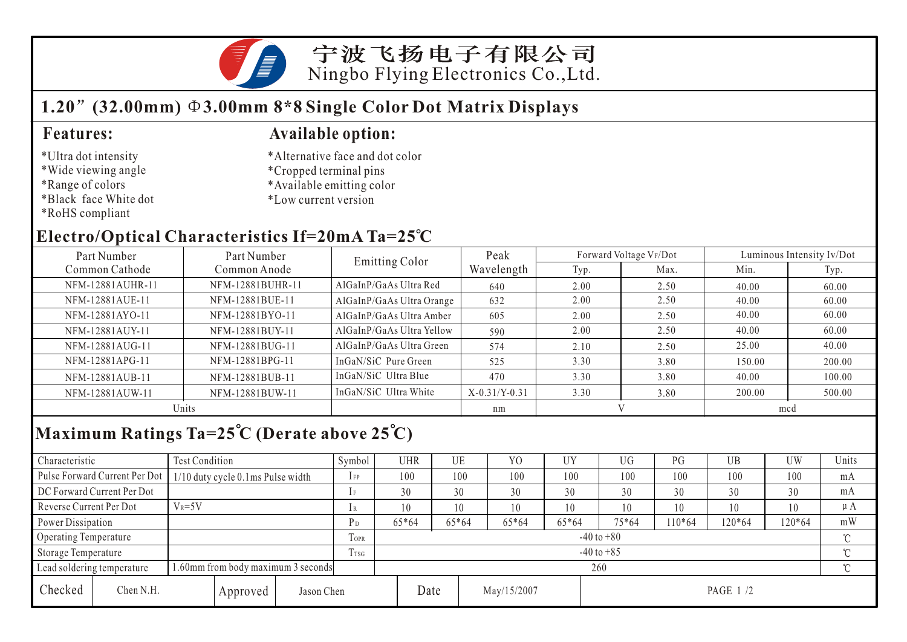# 宁波飞扬电子有限公司

Ningbo Flying Electronics Co.,Ltd.

## 1.20”(32.00mm) Φ3.00mm 8*8 Single Color Dot Matrix Displays

### Features:

*Ultra dot intensity
*Wide viewing angle
*Range of colors
*Black face White dot
*RoHS compliant

### Available option:

*Alternative face and dot color
*Cropped terminal pins
*Available emitting color
*Low current version

## Electro/Optical Characteristics If=20mA Ta=25℃

| Part Number Common Cathode | Part Number Common Anode | Emitting Color | Peak Wavelength | Forward Voltage VF/Dot | | Luminous Intensity Iv/Dot | |
|---|---|---|---|---|---|---|---|
| | | | | Typ. | Max. | Min. | Typ. |
| NFM-12881AUHR-11 | NFM-12881BUHR-11 | AlGaInP/GaAs Ultra Red | 640 | 2.00 | 2.50 | 40.00 | 60.00 |
| NFM-12881AUE-11 | NFM-12881BUE-11 | AlGaInP/GaAs Ultra Orange | 632 | 2.00 | 2.50 | 40.00 | 60.00 |
| NFM-12881AYO-11 | NFM-12881BYO-11 | AlGaInP/GaAs Ultra Amber | 605 | 2.00 | 2.50 | 40.00 | 60.00 |
| NFM-12881AUY-11 | NFM-12881BUY-11 | AlGaInP/GaAs Ultra Yellow | 590 | 2.00 | 2.50 | 40.00 | 60.00 |
| NFM-12881AUG-11 | NFM-12881BUG-11 | AlGaInP/GaAs Ultra Green | 574 | 2.10 | 2.50 | 25.00 | 40.00 |
| NFM-12881APG-11 | NFM-12881BPG-11 | InGaN/SiC Pure Green | 525 | 3.30 | 3.80 | 150.00 | 200.00 |
| NFM-12881AUB-11 | NFM-12881BUB-11 | InGaN/SiC Ultra Blue | 470 | 3.30 | 3.80 | 40.00 | 100.00 |
| NFM-12881AUW-11 | NFM-12881BUW-11 | InGaN/SiC Ultra White | X-0.31/Y-0.31 | 3.30 | 3.80 | 200.00 | 500.00 |
| Units | | | nm | V | | mcd | |

## Maximum Ratings Ta=25℃ (Derate above 25℃)

| Characteristic | Test Condition | Symbol | UHR | UE | YO | UY | UG | PG | UB | UW | Units |
|---|---|---|---|---|---|---|---|---|---|---|---|
| Pulse Forward Current Per Dot | 1/10 duty cycle 0.1ms Pulse width | $I_{FP}$ | 100 | 100 | 100 | 100 | 100 | 100 | 100 | 100 | mA |
| DC Forward Current Per Dot | | $I_F$ | 30 | 30 | 30 | 30 | 30 | 30 | 30 | 30 | mA |
| Reverse Current Per Dot | $V_R$=5V | $I_R$ | 10 | 10 | 10 | 10 | 10 | 10 | 10 | 10 | μA |
| Power Dissipation | | $P_D$ | 65*64 | 65*64 | 65*64 | 65*64 | 75*64 | 110*64 | 120*64 | 120*64 | mW |
| Operating Temperature | | $T_{OPR}$ | -40 to +80 | | | | | | | | ℃ |
| Storage Temperature | | $T_{TSG}$ | -40 to +85 | | | | | | | | ℃ |
| Lead soldering temperature | 1.60mm from body maximum 3 seconds | | 260 | | | | | | | | ℃ |

| Checked | Chen N.H. | Approved | Jason Chen | Date | May/15/2007 |
|---|---|---|---|---|---|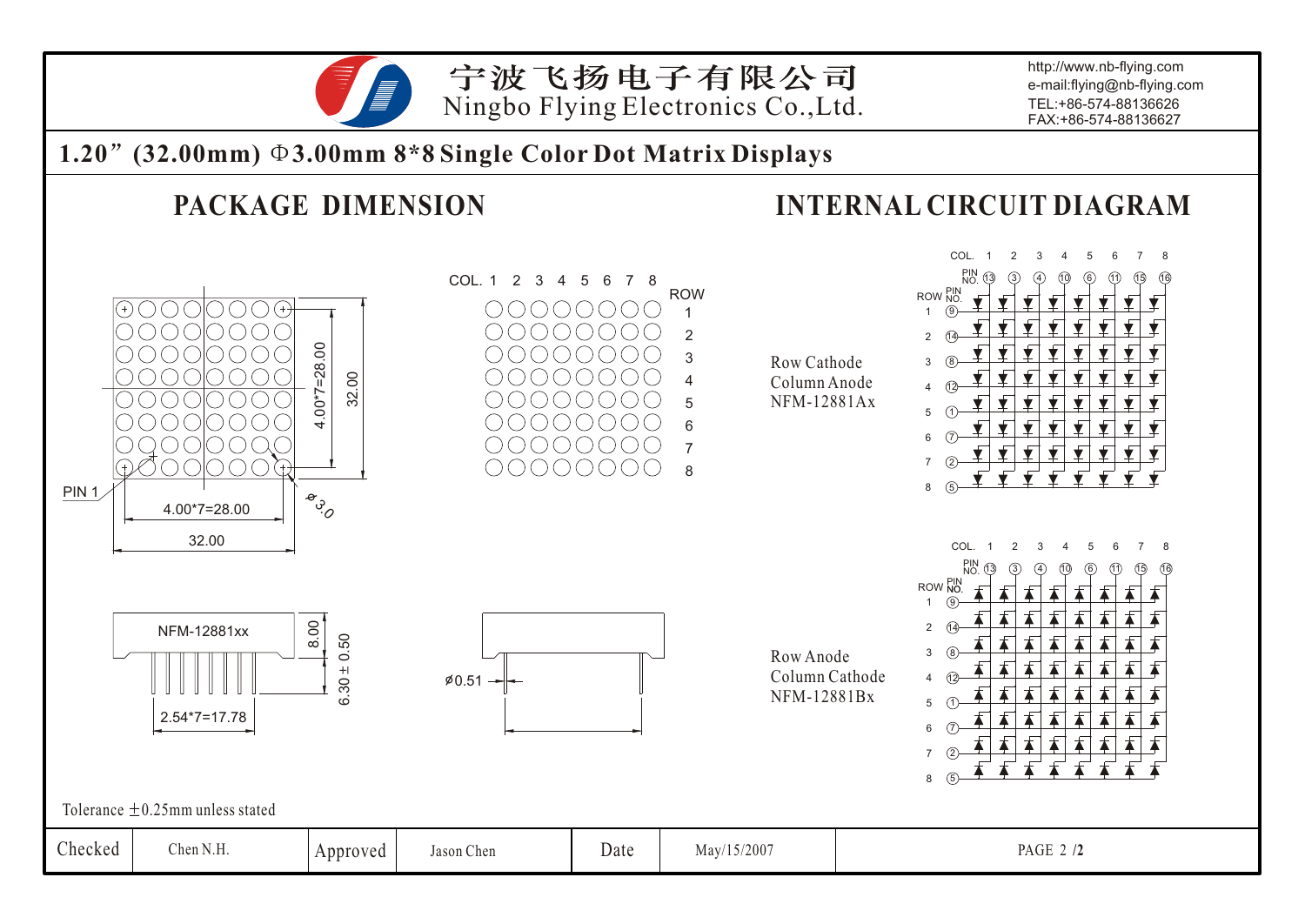宁波飞扬电子有限公司
Ningbo Flying Electronics Co.,Ltd.

http://www.nb-flying.com
e-mail:flying@nb-flying.com
TEL:+86-574-88136626
FAX:+86-574-88136627

# 1.20”(32.00mm) Φ3.00mm 8*8 Single Color Dot Matrix Displays

## PACKAGE DIMENSION

PIN 1

4.00*7=28.00

32.00

4.00*7=28.00

32.00

Ø3.0

COL. 1 2 3 4 5 6 7 8

ROW 1 2 3 4 5 6 7 8

NFM-12881xx

8.00

6.30±0.50

2.54*7=17.78

Ø0.51

## INTERNAL CIRCUIT DIAGRAM

Row Cathode
Column Anode
NFM-12881Ax

Row Anode
Column Cathode
NFM-12881Bx

| COL. | 1 | 2 | 3 | 4 | 5 | 6 | 7 | 8 |
|---|---|---|---|---|---|---|---|---|
| PIN NO. | 13 | 3 | 4 | 10 | 6 | 11 | 15 | 16 |

| ROW | 1 | 2 | 3 | 4 | 5 | 6 | 7 | 8 |
|---|---|---|---|---|---|---|---|---|
| PIN NO. | 9 | 14 | 8 | 12 | 1 | 7 | 2 | 5 |

Tolerance ±0.25mm unless stated

| Checked | Chen N.H. | Approved | Jason Chen | Date | May/15/2007 |
|---|---|---|---|---|---|